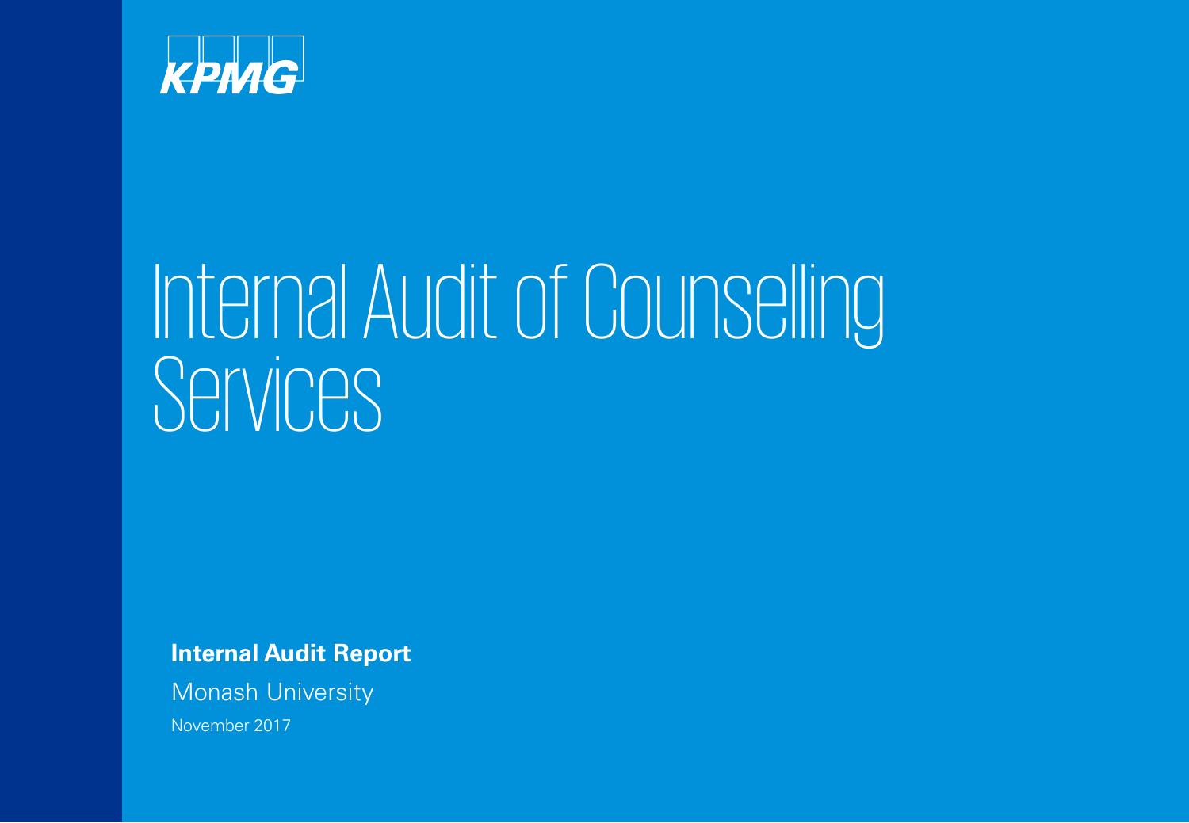KPMG

# Internal Audit of Counselling Services

**Internal Audit Report**

Monash University

November 2017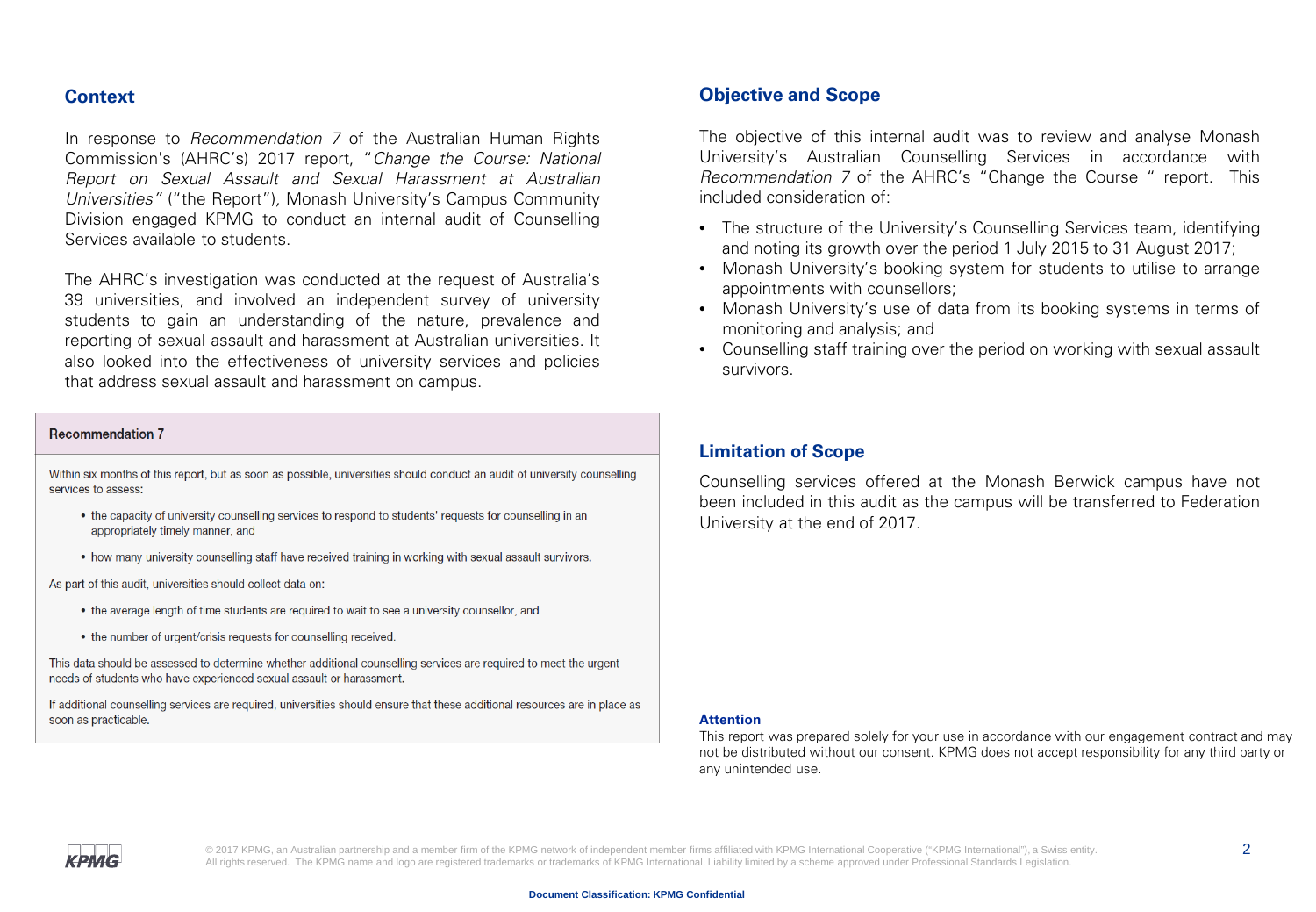## Context

In response to *Recommendation 7* of the Australian Human Rights Commission's (AHRC's) 2017 report, "*Change the Course: National Report on Sexual Assault and Sexual Harassment at Australian Universities"* ("the Report"), Monash University's Campus Community Division engaged KPMG to conduct an internal audit of Counselling Services available to students.

The AHRC's investigation was conducted at the request of Australia's 39 universities, and involved an independent survey of university students to gain an understanding of the nature, prevalence and reporting of sexual assault and harassment at Australian universities. It also looked into the effectiveness of university services and policies that address sexual assault and harassment on campus.

> **Recommendation 7**
>
> Within six months of this report, but as soon as possible, universities should conduct an audit of university counselling services to assess:
>
> - the capacity of university counselling services to respond to students' requests for counselling in an appropriately timely manner, and
> - how many university counselling staff have received training in working with sexual assault survivors.
>
> As part of this audit, universities should collect data on:
>
> - the average length of time students are required to wait to see a university counsellor, and
> - the number of urgent/crisis requests for counselling received.
>
> This data should be assessed to determine whether additional counselling services are required to meet the urgent needs of students who have experienced sexual assault or harassment.
>
> If additional counselling services are required, universities should ensure that these additional resources are in place as soon as practicable.

## Objective and Scope

The objective of this internal audit was to review and analyse Monash University's Australian Counselling Services in accordance with *Recommendation 7* of the AHRC's "Change the Course " report. This included consideration of:

- The structure of the University's Counselling Services team, identifying and noting its growth over the period 1 July 2015 to 31 August 2017;
- Monash University's booking system for students to utilise to arrange appointments with counsellors;
- Monash University's use of data from its booking systems in terms of monitoring and analysis; and
- Counselling staff training over the period on working with sexual assault survivors.

## Limitation of Scope

Counselling services offered at the Monash Berwick campus have not been included in this audit as the campus will be transferred to Federation University at the end of 2017.

**Attention**
This report was prepared solely for your use in accordance with our engagement contract and may not be distributed without our consent. KPMG does not accept responsibility for any third party or any unintended use.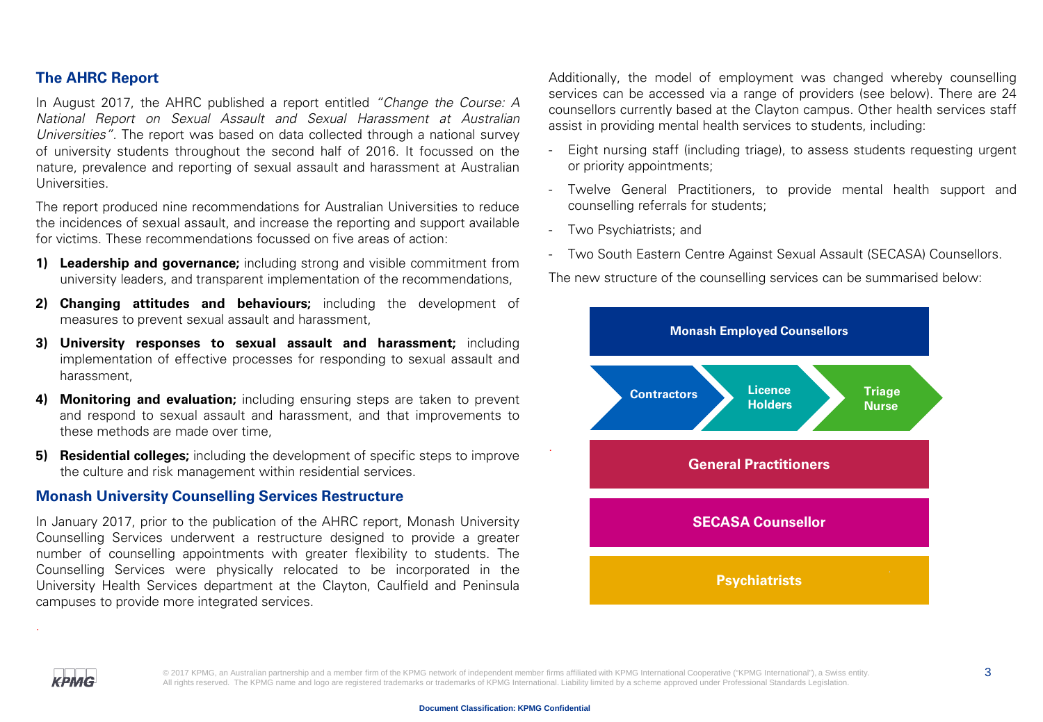## The AHRC Report

In August 2017, the AHRC published a report entitled *"Change the Course: A National Report on Sexual Assault and Sexual Harassment at Australian Universities"*. The report was based on data collected through a national survey of university students throughout the second half of 2016. It focussed on the nature, prevalence and reporting of sexual assault and harassment at Australian Universities.

The report produced nine recommendations for Australian Universities to reduce the incidences of sexual assault, and increase the reporting and support available for victims. These recommendations focussed on five areas of action:

1) **Leadership and governance;** including strong and visible commitment from university leaders, and transparent implementation of the recommendations,
2) **Changing attitudes and behaviours;** including the development of measures to prevent sexual assault and harassment,
3) **University responses to sexual assault and harassment;** including implementation of effective processes for responding to sexual assault and harassment,
4) **Monitoring and evaluation;** including ensuring steps are taken to prevent and respond to sexual assault and harassment, and that improvements to these methods are made over time,
5) **Residential colleges;** including the development of specific steps to improve the culture and risk management within residential services.

## Monash University Counselling Services Restructure

In January 2017, prior to the publication of the AHRC report, Monash University Counselling Services underwent a restructure designed to provide a greater number of counselling appointments with greater flexibility to students. The Counselling Services were physically relocated to be incorporated in the University Health Services department at the Clayton, Caulfield and Peninsula campuses to provide more integrated services.

Additionally, the model of employment was changed whereby counselling services can be accessed via a range of providers (see below). There are 24 counsellors currently based at the Clayton campus. Other health services staff assist in providing mental health services to students, including:

- Eight nursing staff (including triage), to assess students requesting urgent or priority appointments;
- Twelve General Practitioners, to provide mental health support and counselling referrals for students;
- Two Psychiatrists; and
- Two South Eastern Centre Against Sexual Assault (SECASA) Counsellors.

The new structure of the counselling services can be summarised below:

**Monash Employed Counsellors**

**Contractors** → **Licence Holders** → **Triage Nurse**

**General Practitioners**

**SECASA Counsellor**

**Psychiatrists**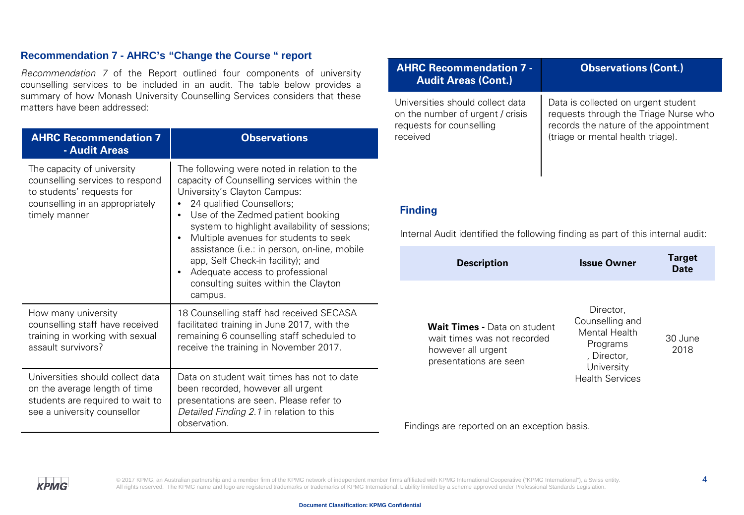## Recommendation 7 - AHRC's "Change the Course " report

*Recommendation 7* of the Report outlined four components of university counselling services to be included in an audit. The table below provides a summary of how Monash University Counselling Services considers that these matters have been addressed:

| AHRC Recommendation 7 - Audit Areas | Observations |
|---|---|
| The capacity of university counselling services to respond to students' requests for counselling in an appropriately timely manner | The following were noted in relation to the capacity of Counselling services within the University's Clayton Campus:<br>• 24 qualified Counsellors;<br>• Use of the Zedmed patient booking system to highlight availability of sessions;<br>• Multiple avenues for students to seek assistance (i.e.: in person, on-line, mobile app, Self Check-in facility); and<br>• Adequate access to professional consulting suites within the Clayton campus. |
| How many university counselling staff have received training in working with sexual assault survivors? | 18 Counselling staff had received SECASA facilitated training in June 2017, with the remaining 6 counselling staff scheduled to receive the training in November 2017. |
| Universities should collect data on the average length of time students are required to wait to see a university counsellor | Data on student wait times has not to date been recorded, however all urgent presentations are seen. Please refer to *Detailed Finding 2.1* in relation to this observation. |
| Universities should collect data on the number of urgent / crisis requests for counselling received | Data is collected on urgent student requests through the Triage Nurse who records the nature of the appointment (triage or mental health triage). |

### Finding

Internal Audit identified the following finding as part of this internal audit:

| Description | Issue Owner | Target Date |
|---|---|---|
| **Wait Times -** Data on student wait times was not recorded however all urgent presentations are seen | Director, Counselling and Mental Health Programs , Director, University Health Services | 30 June 2018 |

Findings are reported on an exception basis.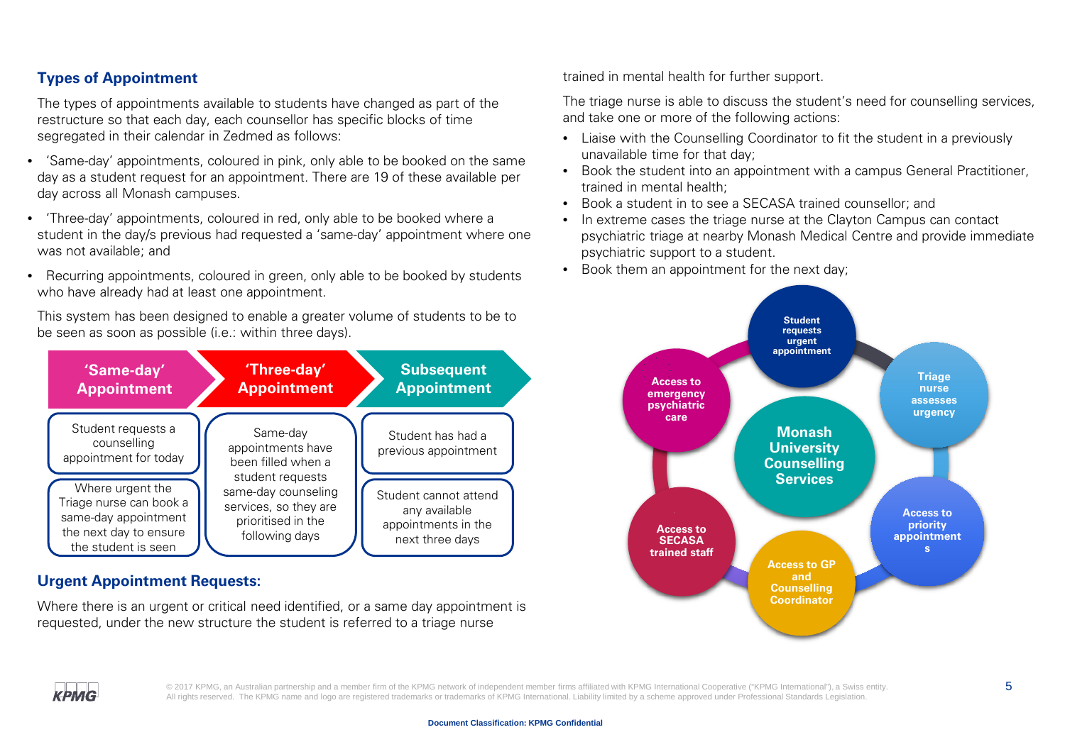## Types of Appointment

The types of appointments available to students have changed as part of the restructure so that each day, each counsellor has specific blocks of time segregated in their calendar in Zedmed as follows:

- 'Same-day' appointments, coloured in pink, only able to be booked on the same day as a student request for an appointment. There are 19 of these available per day across all Monash campuses.
- 'Three-day' appointments, coloured in red, only able to be booked where a student in the day/s previous had requested a 'same-day' appointment where one was not available; and
- Recurring appointments, coloured in green, only able to be booked by students who have already had at least one appointment.

This system has been designed to enable a greater volume of students to be to be seen as soon as possible (i.e.: within three days).

| 'Same-day' Appointment | 'Three-day' Appointment | Subsequent Appointment |
|---|---|---|
| Student requests a counselling appointment for today | Same-day appointments have been filled when a student requests same-day counseling services, so they are prioritised in the following days | Student has had a previous appointment |
| Where urgent the Triage nurse can book a same-day appointment the next day to ensure the student is seen | | Student cannot attend any available appointments in the next three days |

## Urgent Appointment Requests:

Where there is an urgent or critical need identified, or a same day appointment is requested, under the new structure the student is referred to a triage nurse trained in mental health for further support.

The triage nurse is able to discuss the student's need for counselling services, and take one or more of the following actions:

- Liaise with the Counselling Coordinator to fit the student in a previously unavailable time for that day;
- Book the student into an appointment with a campus General Practitioner, trained in mental health;
- Book a student in to see a SECASA trained counsellor; and
- In extreme cases the triage nurse at the Clayton Campus can contact psychiatric triage at nearby Monash Medical Centre and provide immediate psychiatric support to a student.
- Book them an appointment for the next day;

Monash University Counselling Services:

- Student requests urgent appointment
- Triage nurse assesses urgency
- Access to priority appointments
- Access to GP and Counselling Coordinator
- Access to SECASA trained staff
- Access to emergency psychiatric care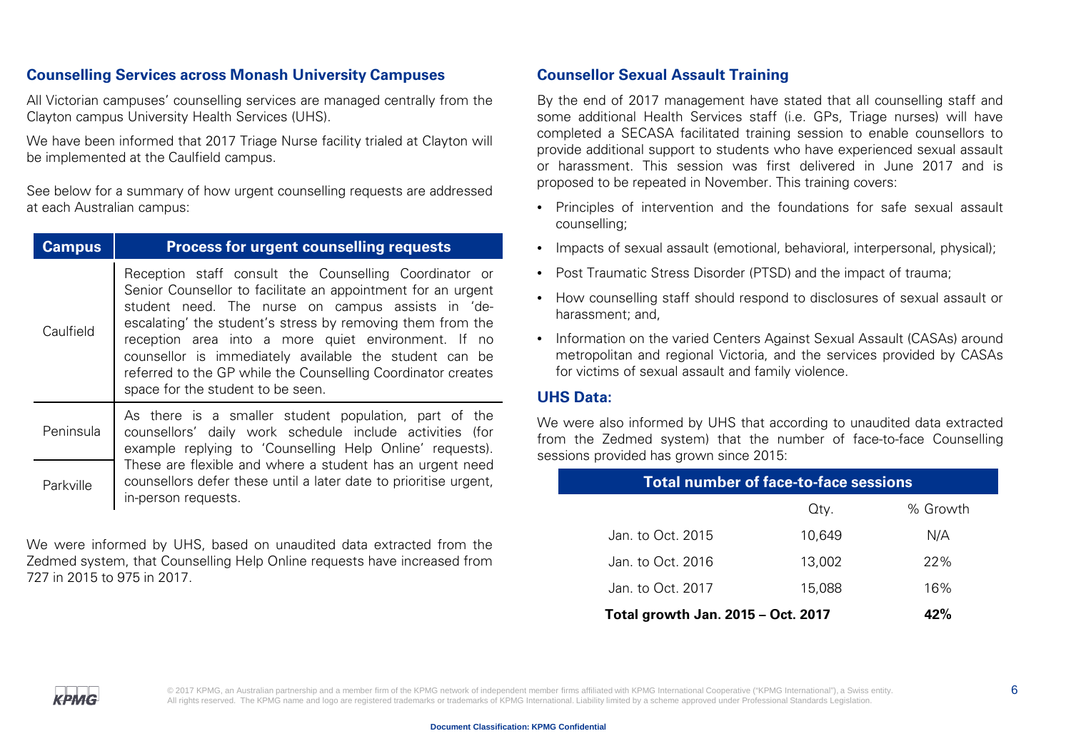## Counselling Services across Monash University Campuses

All Victorian campuses' counselling services are managed centrally from the Clayton campus University Health Services (UHS).

We have been informed that 2017 Triage Nurse facility trialed at Clayton will be implemented at the Caulfield campus.

See below for a summary of how urgent counselling requests are addressed at each Australian campus:

| Campus | Process for urgent counselling requests |
|---|---|
| Caulfield | Reception staff consult the Counselling Coordinator or Senior Counsellor to facilitate an appointment for an urgent student need. The nurse on campus assists in 'de-escalating' the student's stress by removing them from the reception area into a more quiet environment. If no counsellor is immediately available the student can be referred to the GP while the Counselling Coordinator creates space for the student to be seen. |
| Peninsula | As there is a smaller student population, part of the counsellors' daily work schedule include activities (for example replying to 'Counselling Help Online' requests). These are flexible and where a student has an urgent need counsellors defer these until a later date to prioritise urgent, in-person requests. |
| Parkville | |

We were informed by UHS, based on unaudited data extracted from the Zedmed system, that Counselling Help Online requests have increased from 727 in 2015 to 975 in 2017.

## Counsellor Sexual Assault Training

By the end of 2017 management have stated that all counselling staff and some additional Health Services staff (i.e. GPs, Triage nurses) will have completed a SECASA facilitated training session to enable counsellors to provide additional support to students who have experienced sexual assault or harassment. This session was first delivered in June 2017 and is proposed to be repeated in November. This training covers:

- Principles of intervention and the foundations for safe sexual assault counselling;
- Impacts of sexual assault (emotional, behavioral, interpersonal, physical);
- Post Traumatic Stress Disorder (PTSD) and the impact of trauma;
- How counselling staff should respond to disclosures of sexual assault or harassment; and,
- Information on the varied Centers Against Sexual Assault (CASAs) around metropolitan and regional Victoria, and the services provided by CASAs for victims of sexual assault and family violence.

## UHS Data:

We were also informed by UHS that according to unaudited data extracted from the Zedmed system) that the number of face-to-face Counselling sessions provided has grown since 2015:

| Total number of face-to-face sessions | | |
|---|---|---|
| | Qty. | % Growth |
| Jan. to Oct. 2015 | 10,649 | N/A |
| Jan. to Oct. 2016 | 13,002 | 22% |
| Jan. to Oct. 2017 | 15,088 | 16% |
| **Total growth Jan. 2015 – Oct. 2017** | | **42%** |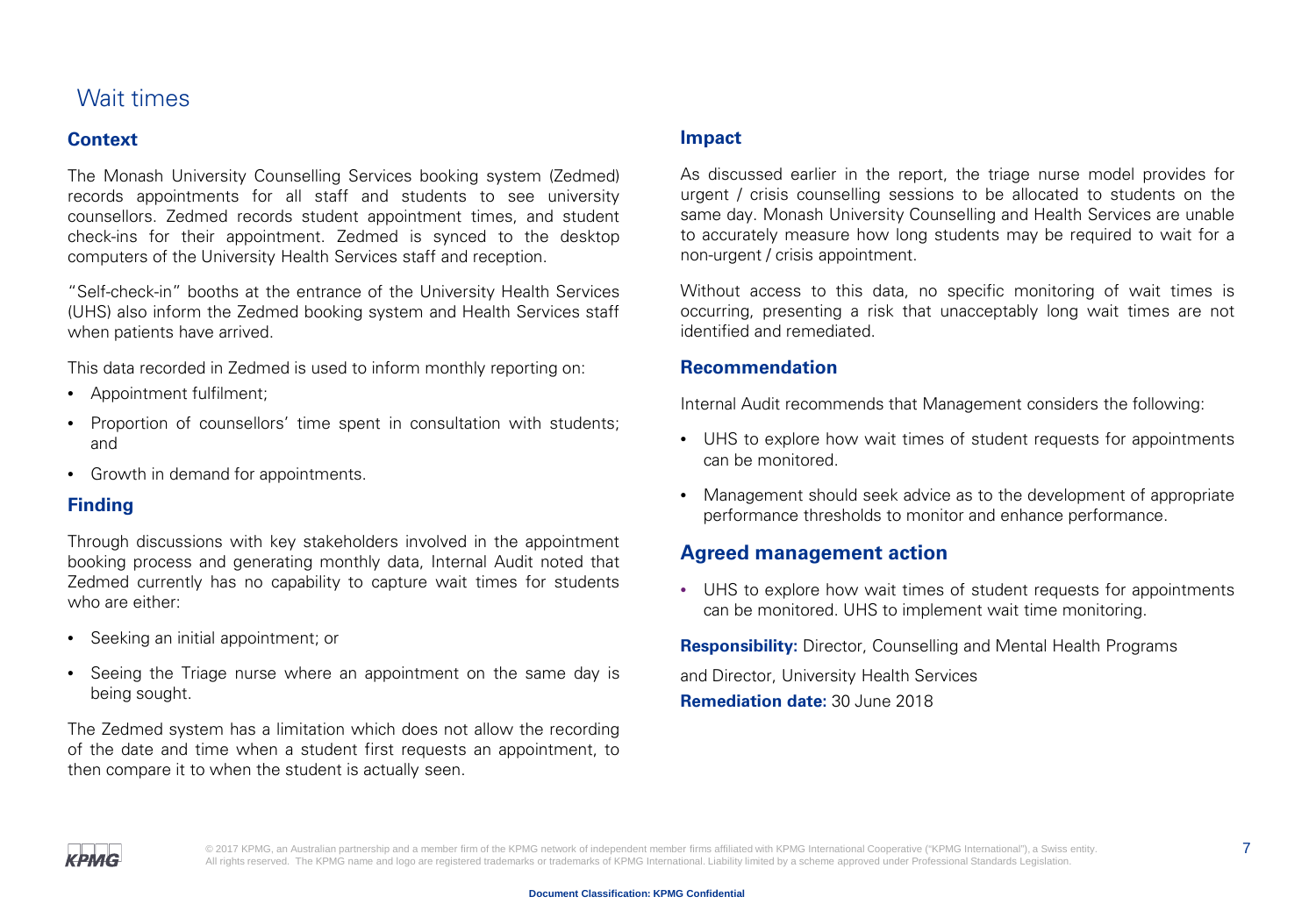# Wait times

## Context

The Monash University Counselling Services booking system (Zedmed) records appointments for all staff and students to see university counsellors. Zedmed records student appointment times, and student check-ins for their appointment. Zedmed is synced to the desktop computers of the University Health Services staff and reception.

"Self-check-in" booths at the entrance of the University Health Services (UHS) also inform the Zedmed booking system and Health Services staff when patients have arrived.

This data recorded in Zedmed is used to inform monthly reporting on:

- Appointment fulfilment;
- Proportion of counsellors' time spent in consultation with students; and
- Growth in demand for appointments.

## Finding

Through discussions with key stakeholders involved in the appointment booking process and generating monthly data, Internal Audit noted that Zedmed currently has no capability to capture wait times for students who are either:

- Seeking an initial appointment; or
- Seeing the Triage nurse where an appointment on the same day is being sought.

The Zedmed system has a limitation which does not allow the recording of the date and time when a student first requests an appointment, to then compare it to when the student is actually seen.

## Impact

As discussed earlier in the report, the triage nurse model provides for urgent / crisis counselling sessions to be allocated to students on the same day. Monash University Counselling and Health Services are unable to accurately measure how long students may be required to wait for a non-urgent / crisis appointment.

Without access to this data, no specific monitoring of wait times is occurring, presenting a risk that unacceptably long wait times are not identified and remediated.

## Recommendation

Internal Audit recommends that Management considers the following:

- UHS to explore how wait times of student requests for appointments can be monitored.
- Management should seek advice as to the development of appropriate performance thresholds to monitor and enhance performance.

## Agreed management action

- UHS to explore how wait times of student requests for appointments can be monitored. UHS to implement wait time monitoring.

**Responsibility:** Director, Counselling and Mental Health Programs

and Director, University Health Services

**Remediation date:** 30 June 2018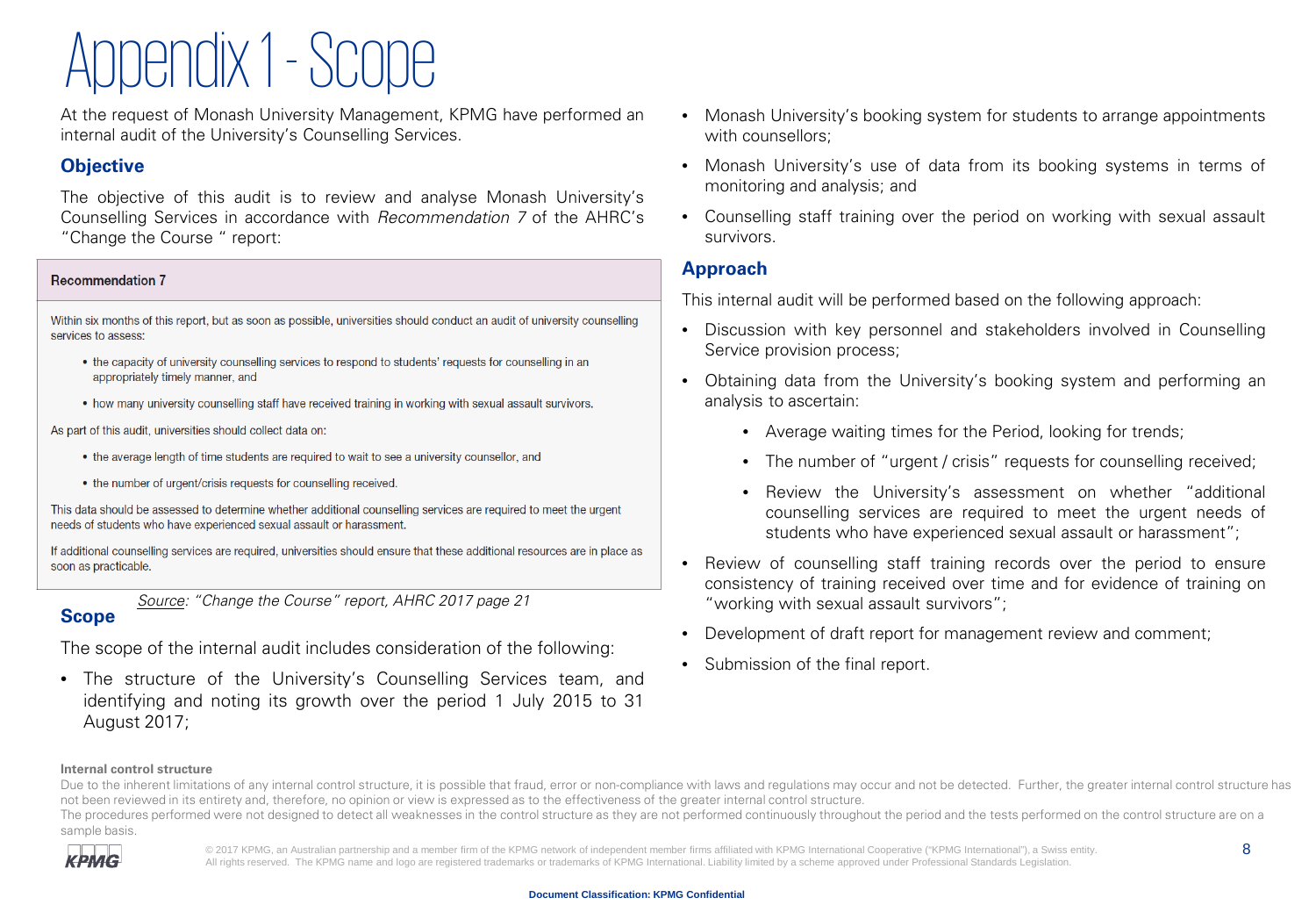# Appendix 1 - Scope

At the request of Monash University Management, KPMG have performed an internal audit of the University's Counselling Services.

## Objective

The objective of this audit is to review and analyse Monash University's Counselling Services in accordance with *Recommendation 7* of the AHRC's "Change the Course " report:

> **Recommendation 7**
>
> Within six months of this report, but as soon as possible, universities should conduct an audit of university counselling services to assess:
>
> - the capacity of university counselling services to respond to students' requests for counselling in an appropriately timely manner, and
> - how many university counselling staff have received training in working with sexual assault survivors.
>
> As part of this audit, universities should collect data on:
>
> - the average length of time students are required to wait to see a university counsellor, and
> - the number of urgent/crisis requests for counselling received.
>
> This data should be assessed to determine whether additional counselling services are required to meet the urgent needs of students who have experienced sexual assault or harassment.
>
> If additional counselling services are required, universities should ensure that these additional resources are in place as soon as practicable.

*Source: "Change the Course" report, AHRC 2017 page 21*

## Scope

The scope of the internal audit includes consideration of the following:

- The structure of the University's Counselling Services team, and identifying and noting its growth over the period 1 July 2015 to 31 August 2017;
- Monash University's booking system for students to arrange appointments with counsellors;
- Monash University's use of data from its booking systems in terms of monitoring and analysis; and
- Counselling staff training over the period on working with sexual assault survivors.

## Approach

This internal audit will be performed based on the following approach:

- Discussion with key personnel and stakeholders involved in Counselling Service provision process;
- Obtaining data from the University's booking system and performing an analysis to ascertain:
  - Average waiting times for the Period, looking for trends;
  - The number of "urgent / crisis" requests for counselling received;
  - Review the University's assessment on whether "additional counselling services are required to meet the urgent needs of students who have experienced sexual assault or harassment";
- Review of counselling staff training records over the period to ensure consistency of training received over time and for evidence of training on "working with sexual assault survivors";
- Development of draft report for management review and comment;
- Submission of the final report.

**Internal control structure**

Due to the inherent limitations of any internal control structure, it is possible that fraud, error or non-compliance with laws and regulations may occur and not be detected. Further, the greater internal control structure has not been reviewed in its entirety and, therefore, no opinion or view is expressed as to the effectiveness of the greater internal control structure.
The procedures performed were not designed to detect all weaknesses in the control structure as they are not performed continuously throughout the period and the tests performed on the control structure are on a sample basis.

© 2017 KPMG, an Australian partnership and a member firm of the KPMG network of independent member firms affiliated with KPMG International Cooperative ("KPMG International"), a Swiss entity. All rights reserved. The KPMG name and logo are registered trademarks or trademarks of KPMG International. Liability limited by a scheme approved under Professional Standards Legislation.

**Document Classification: KPMG Confidential**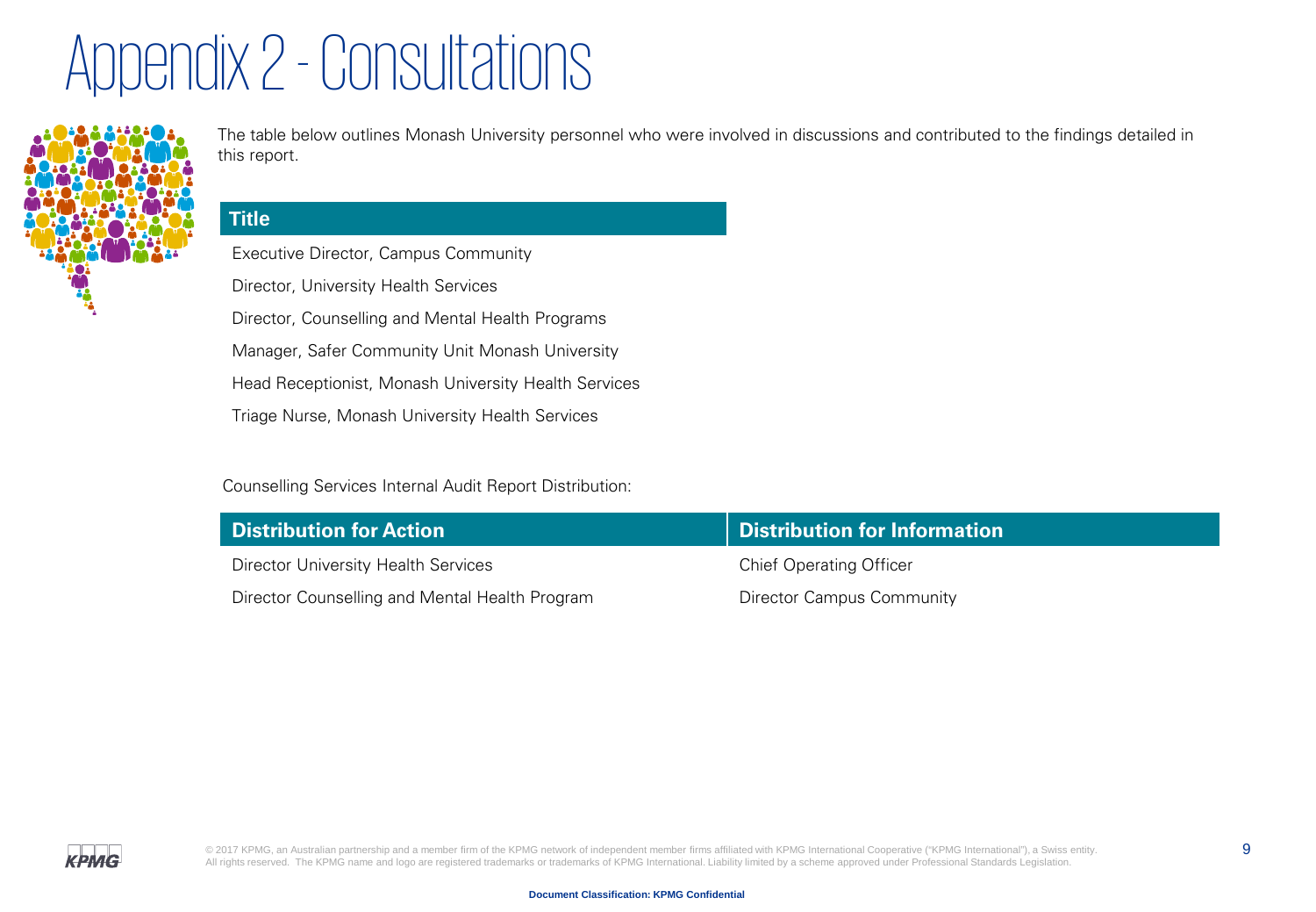# Appendix 2 - Consultations

The table below outlines Monash University personnel who were involved in discussions and contributed to the findings detailed in this report.

| Title |
| --- |
| Executive Director, Campus Community |
| Director, University Health Services |
| Director, Counselling and Mental Health Programs |
| Manager, Safer Community Unit Monash University |
| Head Receptionist, Monash University Health Services |
| Triage Nurse, Monash University Health Services |

Counselling Services Internal Audit Report Distribution:

| Distribution for Action | Distribution for Information |
| --- | --- |
| Director University Health Services | Chief Operating Officer |
| Director Counselling and Mental Health Program | Director Campus Community |

© 2017 KPMG, an Australian partnership and a member firm of the KPMG network of independent member firms affiliated with KPMG International Cooperative ("KPMG International"), a Swiss entity. All rights reserved. The KPMG name and logo are registered trademarks or trademarks of KPMG International. Liability limited by a scheme approved under Professional Standards Legislation.

**Document Classification: KPMG Confidential**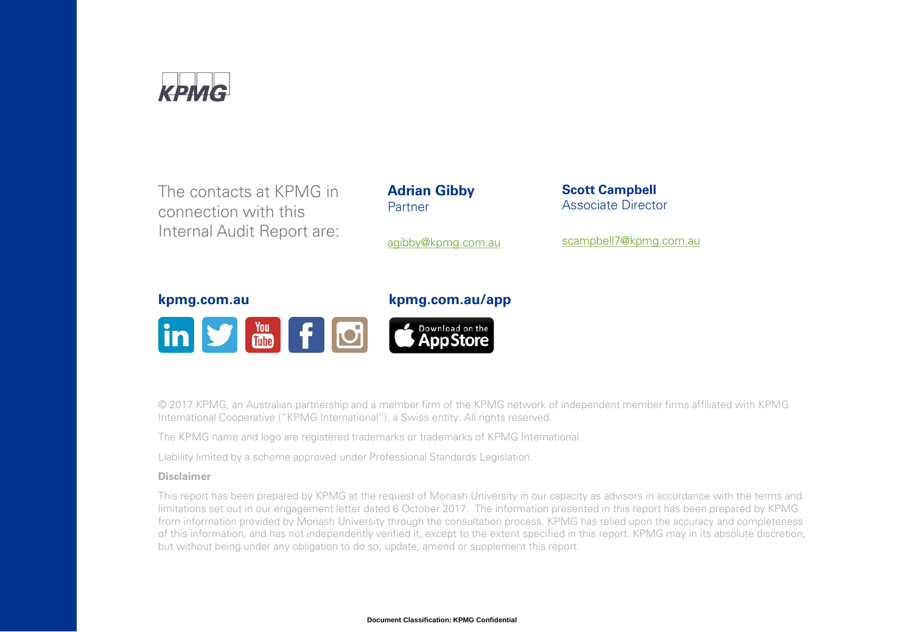KPMG

The contacts at KPMG in connection with this Internal Audit Report are:

**Adrian Gibby**
Partner

agibby@kpmg.com.au

**Scott Campbell**
Associate Director

scampbell7@kpmg.com.au

**kpmg.com.au**

**kpmg.com.au/app**

© 2017 KPMG, an Australian partnership and a member firm of the KPMG network of independent member firms affiliated with KPMG International Cooperative (“KPMG International”), a Swiss entity. All rights reserved.

The KPMG name and logo are registered trademarks or trademarks of KPMG International.

Liability limited by a scheme approved under Professional Standards Legislation.

**Disclaimer**

This report has been prepared by KPMG at the request of Monash University in our capacity as advisors in accordance with the terms and limitations set out in our engagement letter dated 6 October 2017. The information presented in this report has been prepared by KPMG from information provided by Monash University through the consultation process. KPMG has relied upon the accuracy and completeness of this information, and has not independently verified it, except to the extent specified in this report. KPMG may in its absolute discretion, but without being under any obligation to do so, update, amend or supplement this report.

**Document Classification: KPMG Confidential**